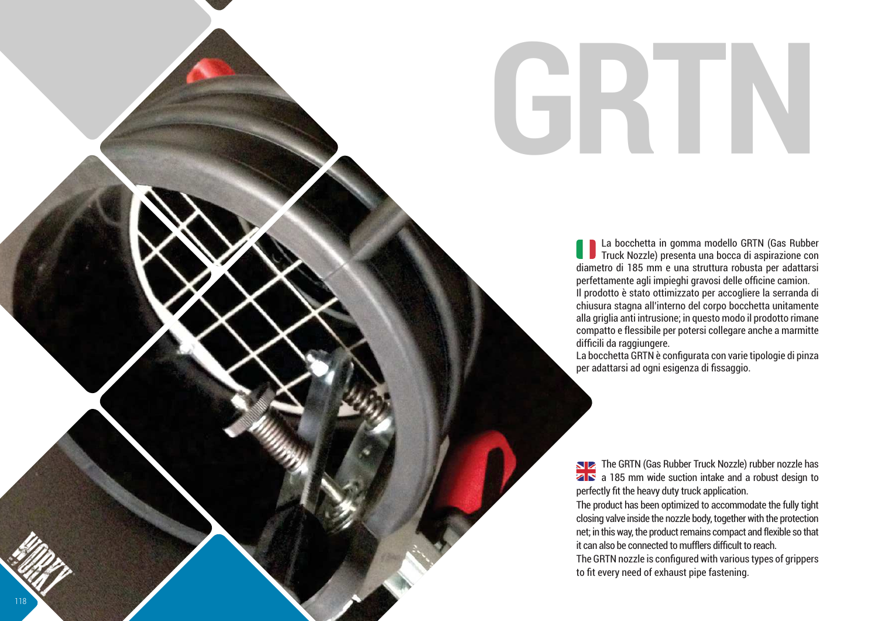# GRTN

La bocchetta in gomma modello GRTN (Gas Rubber Truck Nozzle) presenta una bocca di aspirazione con diametro di 185 mm e una struttura robusta per adattarsi perfettamente agli impieghi gravosi delle officine camion.
Il prodotto è stato ottimizzato per accogliere la serranda di chiusura stagna all'interno del corpo bocchetta unitamente alla griglia anti intrusione; in questo modo il prodotto rimane compatto e flessibile per potersi collegare anche a marmitte difficili da raggiungere.
La bocchetta GRTN è configurata con varie tipologie di pinza per adattarsi ad ogni esigenza di fissaggio.

The GRTN (Gas Rubber Truck Nozzle) rubber nozzle has a 185 mm wide suction intake and a robust design to perfectly fit the heavy duty truck application.
The product has been optimized to accommodate the fully tight closing valve inside the nozzle body, together with the protection net; in this way, the product remains compact and flexible so that it can also be connected to mufflers difficult to reach.
The GRTN nozzle is configured with various types of grippers to fit every need of exhaust pipe fastening.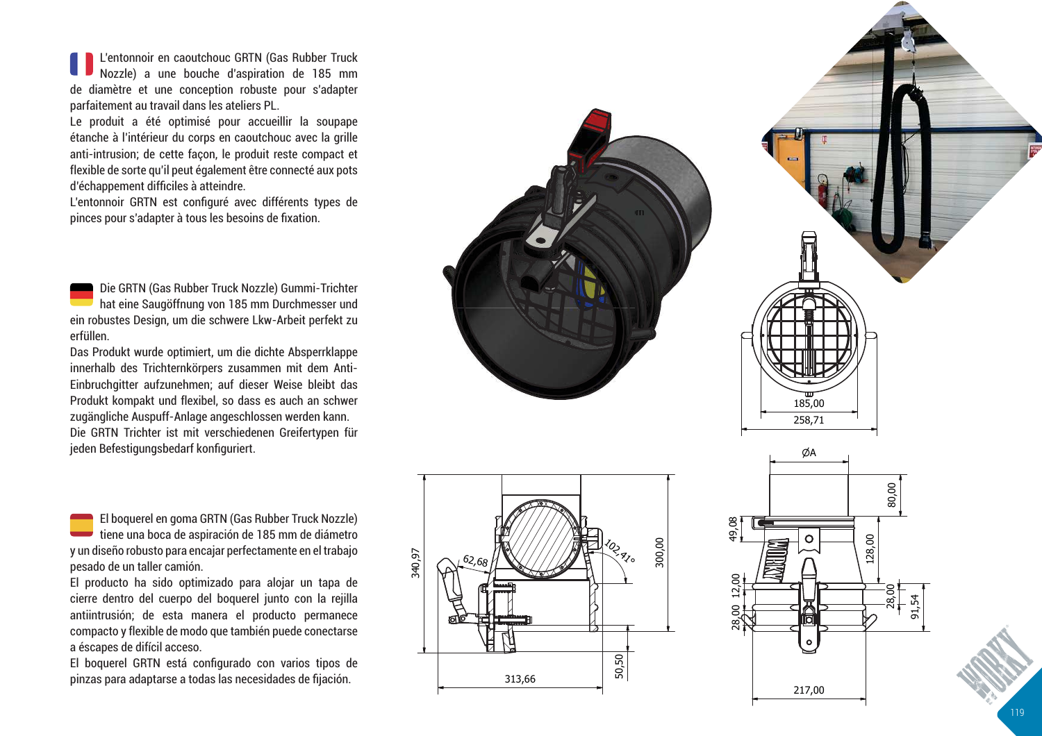L'entonnoir en caoutchouc GRTN (Gas Rubber Truck Nozzle) a une bouche d'aspiration de 185 mm de diamètre et une conception robuste pour s'adapter parfaitement au travail dans les ateliers PL.
Le produit a été optimisé pour accueillir la soupape étanche à l'intérieur du corps en caoutchouc avec la grille anti-intrusion; de cette façon, le produit reste compact et flexible de sorte qu'il peut également être connecté aux pots d'échappement difficiles à atteindre.
L'entonnoir GRTN est configuré avec différents types de pinces pour s'adapter à tous les besoins de fixation.

Die GRTN (Gas Rubber Truck Nozzle) Gummi-Trichter hat eine Saugöffnung von 185 mm Durchmesser und ein robustes Design, um die schwere Lkw-Arbeit perfekt zu erfüllen.
Das Produkt wurde optimiert, um die dichte Absperrklappe innerhalb des Trichternkörpers zusammen mit dem Anti-Einbruchgitter aufzunehmen; auf dieser Weise bleibt das Produkt kompakt und flexibel, so dass es auch an schwer zugängliche Auspuff-Anlage angeschlossen werden kann.
Die GRTN Trichter ist mit verschiedenen Greifertypen für jeden Befestigungsbedarf konfiguriert.

El boquerel en goma GRTN (Gas Rubber Truck Nozzle) tiene una boca de aspiración de 185 mm de diámetro y un diseño robusto para encajar perfectamente en el trabajo pesado de un taller camión.
El producto ha sido optimizado para alojar un tapa de cierre dentro del cuerpo del boquerel junto con la rejilla antiintrusión; de esta manera el producto permanece compacto y flexible de modo que también puede conectarse a éscapes de difícil acceso.
El boquerel GRTN está configurado con varios tipos de pinzas para adaptarse a todas las necesidades de fijación.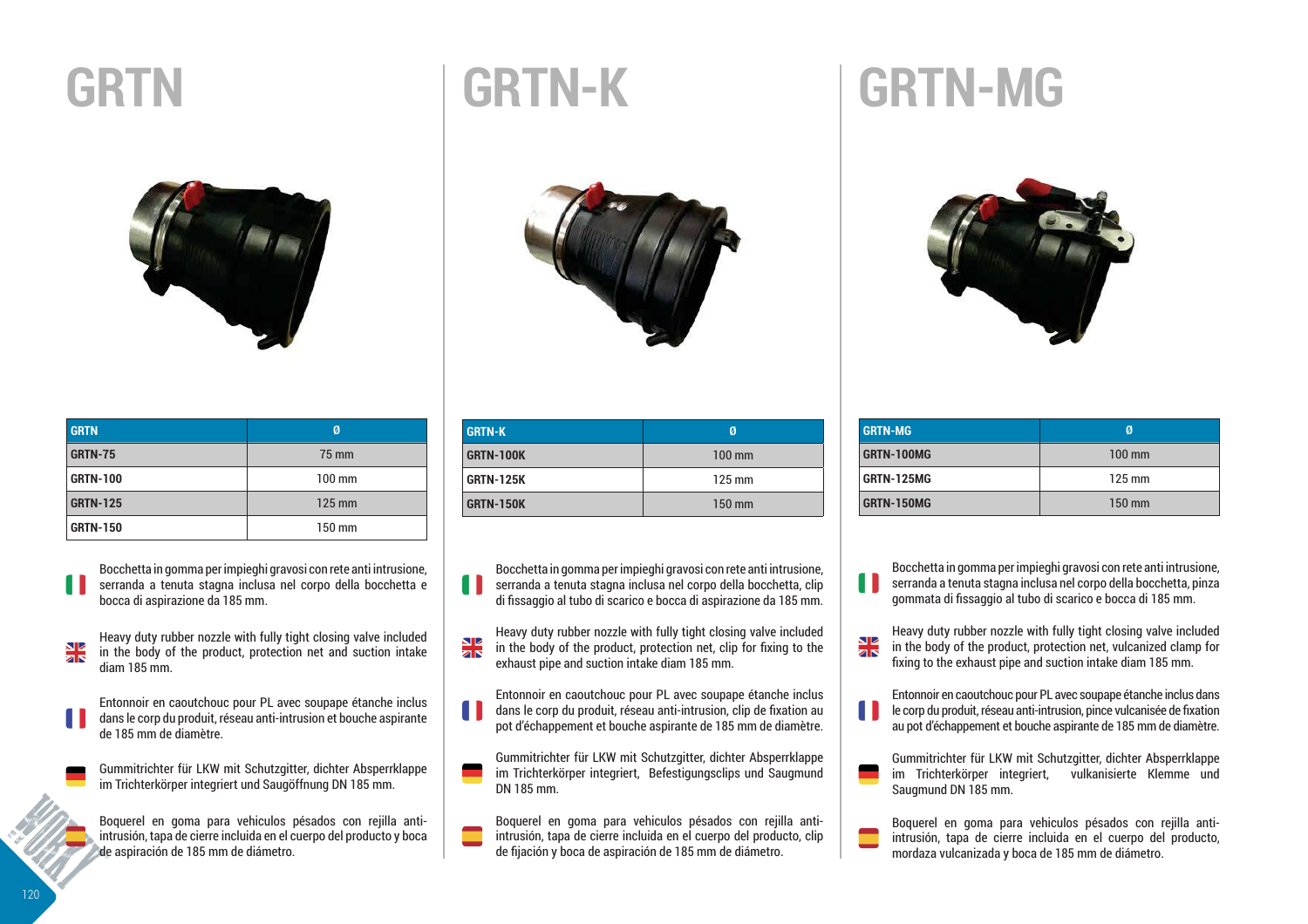# GRTN

| GRTN | Ø |
|---|---|
| GRTN-75 | 75 mm |
| GRTN-100 | 100 mm |
| GRTN-125 | 125 mm |
| GRTN-150 | 150 mm |

Bocchetta in gomma per impieghi gravosi con rete anti intrusione, serranda a tenuta stagna inclusa nel corpo della bocchetta e bocca di aspirazione da 185 mm.

Heavy duty rubber nozzle with fully tight closing valve included in the body of the product, protection net and suction intake diam 185 mm.

Entonnoir en caoutchouc pour PL avec soupape étanche inclus dans le corp du produit, réseau anti-intrusion et bouche aspirante de 185 mm de diamètre.

Gummitrichter für LKW mit Schutzgitter, dichter Absperrklappe im Trichterkörper integriert und Saugöffnung DN 185 mm.

Boquerel en goma para vehiculos pésados con rejilla anti-intrusión, tapa de cierre incluida en el cuerpo del producto y boca de aspiración de 185 mm de diámetro.

# GRTN-K

| GRTN-K | Ø |
|---|---|
| GRTN-100K | 100 mm |
| GRTN-125K | 125 mm |
| GRTN-150K | 150 mm |

Bocchetta in gomma per impieghi gravosi con rete anti intrusione, serranda a tenuta stagna inclusa nel corpo della bocchetta, clip di fissaggio al tubo di scarico e bocca di aspirazione da 185 mm.

Heavy duty rubber nozzle with fully tight closing valve included in the body of the product, protection net, clip for fixing to the exhaust pipe and suction intake diam 185 mm.

Entonnoir en caoutchouc pour PL avec soupape étanche inclus dans le corp du produit, réseau anti-intrusion, clip de fixation au pot d'échappement et bouche aspirante de 185 mm de diamètre.

Gummitrichter für LKW mit Schutzgitter, dichter Absperrklappe im Trichterkörper integriert, Befestigungsclips und Saugmund DN 185 mm.

Boquerel en goma para vehiculos pésados con rejilla anti-intrusión, tapa de cierre incluida en el cuerpo del producto, clip de fijación y boca de aspiración de 185 mm de diámetro.

# GRTN-MG

| GRTN-MG | Ø |
|---|---|
| GRTN-100MG | 100 mm |
| GRTN-125MG | 125 mm |
| GRTN-150MG | 150 mm |

Bocchetta in gomma per impieghi gravosi con rete anti intrusione, serranda a tenuta stagna inclusa nel corpo della bocchetta, pinza gommata di fissaggio al tubo di scarico e bocca di 185 mm.

Heavy duty rubber nozzle with fully tight closing valve included in the body of the product, protection net, vulcanized clamp for fixing to the exhaust pipe and suction intake diam 185 mm.

Entonnoir en caoutchouc pour PL avec soupape étanche inclus dans le corp du produit, réseau anti-intrusion, pince vulcanisée de fixation au pot d'échappement et bouche aspirante de 185 mm de diamètre.

Gummitrichter für LKW mit Schutzgitter, dichter Absperrklappe im Trichterkörper integriert, vulkanisierte Klemme und Saugmund DN 185 mm.

Boquerel en goma para vehiculos pésados con rejilla anti-intrusión, tapa de cierre incluida en el cuerpo del producto, mordaza vulcanizada y boca de 185 mm de diámetro.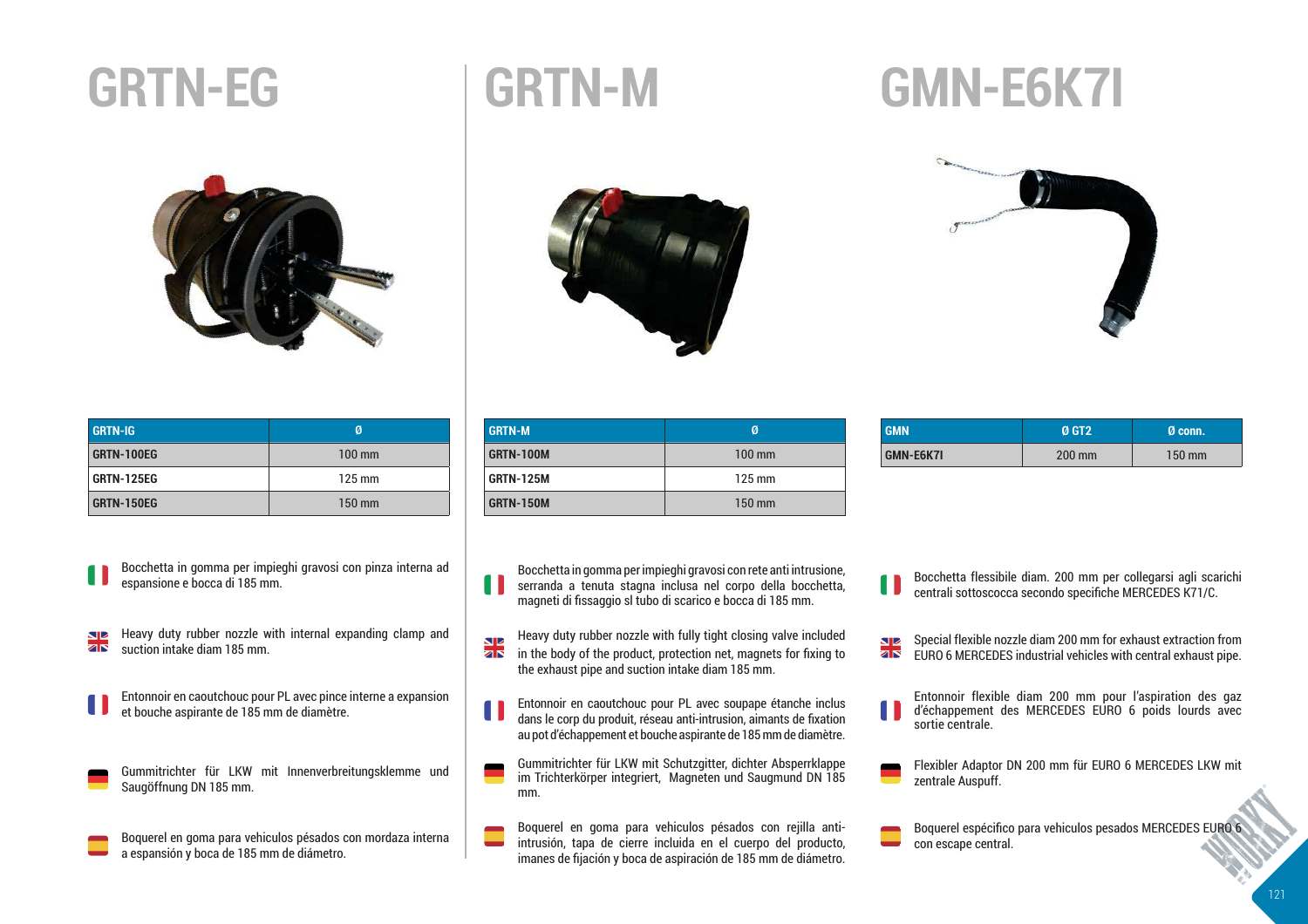# GRTN-EG

| GRTN-IG | Ø |
|---|---|
| GRTN-100EG | 100 mm |
| GRTN-125EG | 125 mm |
| GRTN-150EG | 150 mm |

Bocchetta in gomma per impieghi gravosi con pinza interna ad espansione e bocca di 185 mm.

Heavy duty rubber nozzle with internal expanding clamp and suction intake diam 185 mm.

Entonnoir en caoutchouc pour PL avec pince interne a expansion et bouche aspirante de 185 mm de diamètre.

Gummitrichter für LKW mit Innenverbreitungsklemme und Saugöffnung DN 185 mm.

Boquerel en goma para vehiculos pésados con mordaza interna a espansión y boca de 185 mm de diámetro.

# GRTN-M

| GRTN-M | Ø |
|---|---|
| GRTN-100M | 100 mm |
| GRTN-125M | 125 mm |
| GRTN-150M | 150 mm |

Bocchetta in gomma per impieghi gravosi con rete anti intrusione, serranda a tenuta stagna inclusa nel corpo della bocchetta, magneti di fissaggio sl tubo di scarico e bocca di 185 mm.

Heavy duty rubber nozzle with fully tight closing valve included in the body of the product, protection net, magnets for fixing to the exhaust pipe and suction intake diam 185 mm.

Entonnoir en caoutchouc pour PL avec soupape étanche inclus dans le corp du produit, réseau anti-intrusion, aimants de fixation au pot d'échappement et bouche aspirante de 185 mm de diamètre.

Gummitrichter für LKW mit Schutzgitter, dichter Absperrklappe im Trichterkörper integriert, Magneten und Saugmund DN 185 mm.

Boquerel en goma para vehiculos pésados con rejilla anti-intrusión, tapa de cierre incluida en el cuerpo del producto, imanes de fijación y boca de aspiración de 185 mm de diámetro.

# GMN-E6K7I

| GMN | Ø GT2 | Ø conn. |
|---|---|---|
| GMN-E6K7I | 200 mm | 150 mm |

Bocchetta flessibile diam. 200 mm per collegarsi agli scarichi centrali sottoscocca secondo specifiche MERCEDES K71/C.

Special flexible nozzle diam 200 mm for exhaust extraction from EURO 6 MERCEDES industrial vehicles with central exhaust pipe.

Entonnoir flexible diam 200 mm pour l'aspiration des gaz d'échappement des MERCEDES EURO 6 poids lourds avec sortie centrale.

Flexibler Adaptor DN 200 mm für EURO 6 MERCEDES LKW mit zentrale Auspuff.

Boquerel específico para vehiculos pesados MERCEDES EURO 6 con escape central.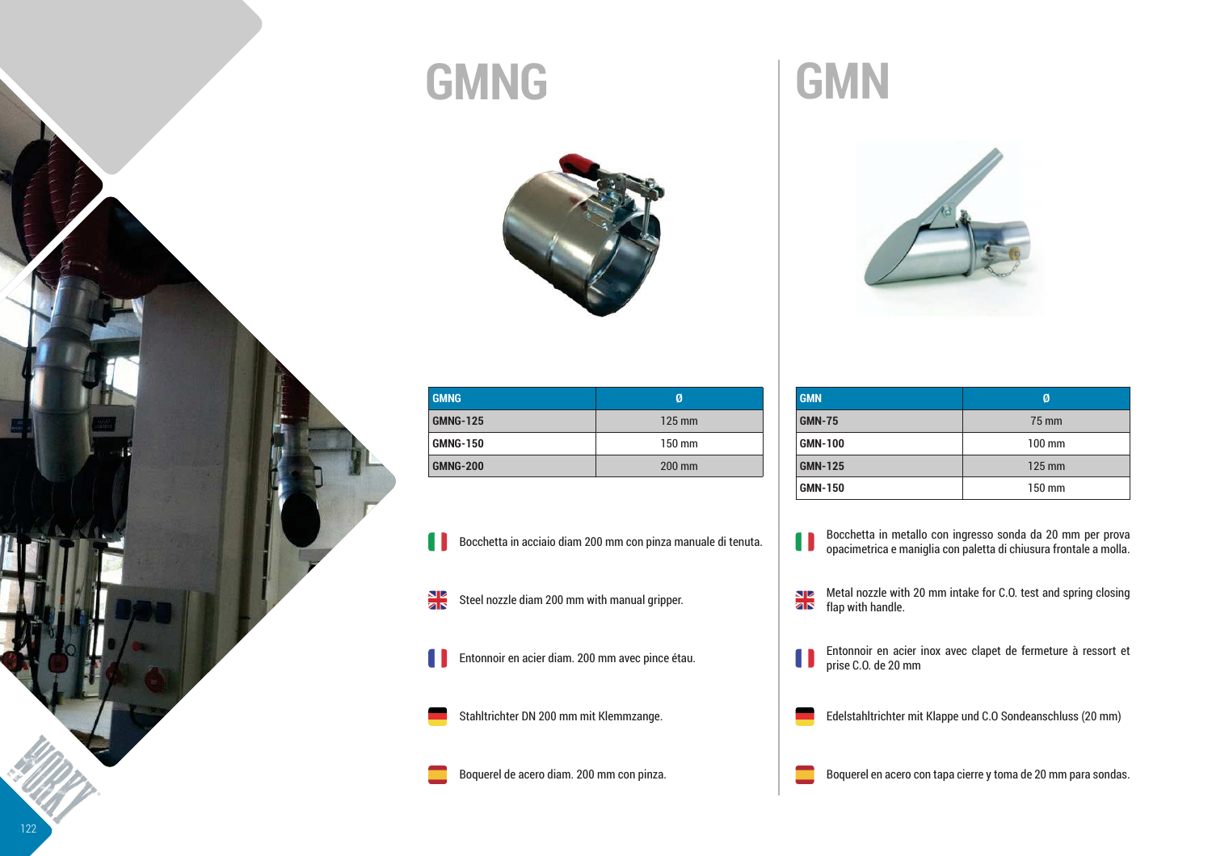# GMNG

| GMNG | Ø |
|---|---|
| GMNG-125 | 125 mm |
| GMNG-150 | 150 mm |
| GMNG-200 | 200 mm |

Bocchetta in acciaio diam 200 mm con pinza manuale di tenuta.

Steel nozzle diam 200 mm with manual gripper.

Entonnoir en acier diam. 200 mm avec pince étau.

Stahltrichter DN 200 mm mit Klemmzange.

Boquerel de acero diam. 200 mm con pinza.

# GMN

| GMN | Ø |
|---|---|
| GMN-75 | 75 mm |
| GMN-100 | 100 mm |
| GMN-125 | 125 mm |
| GMN-150 | 150 mm |

Bocchetta in metallo con ingresso sonda da 20 mm per prova opacimetrica e maniglia con paletta di chiusura frontale a molla.

Metal nozzle with 20 mm intake for C.O. test and spring closing flap with handle.

Entonnoir en acier inox avec clapet de fermeture à ressort et prise C.O. de 20 mm

Edelstahltrichter mit Klappe und C.O Sondeanschluss (20 mm)

Boquerel en acero con tapa cierre y toma de 20 mm para sondas.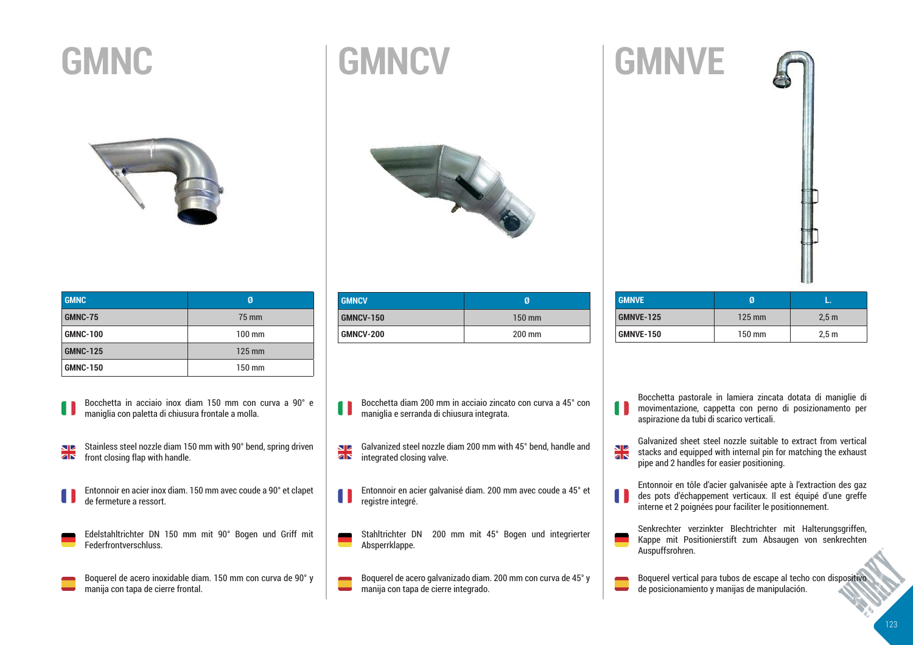# GMNC

| GMNC | Ø |
|---|---|
| GMNC-75 | 75 mm |
| GMNC-100 | 100 mm |
| GMNC-125 | 125 mm |
| GMNC-150 | 150 mm |

Bocchetta in acciaio inox diam 150 mm con curva a 90° e maniglia con paletta di chiusura frontale a molla.

Stainless steel nozzle diam 150 mm with 90° bend, spring driven front closing flap with handle.

Entonnoir en acier inox diam. 150 mm avec coude a 90° et clapet de fermeture a ressort.

Edelstahltrichter DN 150 mm mit 90° Bogen und Griff mit Federfrontverschluss.

Boquerel de acero inoxidable diam. 150 mm con curva de 90° y manija con tapa de cierre frontal.

# GMNCV

| GMNCV | Ø |
|---|---|
| GMNCV-150 | 150 mm |
| GMNCV-200 | 200 mm |

Bocchetta diam 200 mm in acciaio zincato con curva a 45° con maniglia e serranda di chiusura integrata.

Galvanized steel nozzle diam 200 mm with 45° bend, handle and integrated closing valve.

Entonnoir en acier galvanisé diam. 200 mm avec coude a 45° et registre integré.

Stahltrichter DN 200 mm mit 45° Bogen und integrierter Absperrklappe.

Boquerel de acero galvanizado diam. 200 mm con curva de 45° y manija con tapa de cierre integrado.

# GMNVE

| GMNVE | Ø | L. |
|---|---|---|
| GMNVE-125 | 125 mm | 2,5 m |
| GMNVE-150 | 150 mm | 2,5 m |

Bocchetta pastorale in lamiera zincata dotata di maniglie di movimentazione, cappetta con perno di posizionamento per aspirazione da tubi di scarico verticali.

Galvanized sheet steel nozzle suitable to extract from vertical stacks and equipped with internal pin for matching the exhaust pipe and 2 handles for easier positioning.

Entonnoir en tôle d'acier galvanisée apte à l'extraction des gaz des pots d'échappement verticaux. Il est équipé d'une greffe interne et 2 poignées pour faciliter le positionnement.

Senkrechter verzinkter Blechtrichter mit Halterungsgriffen, Kappe mit Positionierstift zum Absaugen von senkrechten Auspuffsrohren.

Boquerel vertical para tubos de escape al techo con dispositivo de posicionamiento y manijas de manipulación.